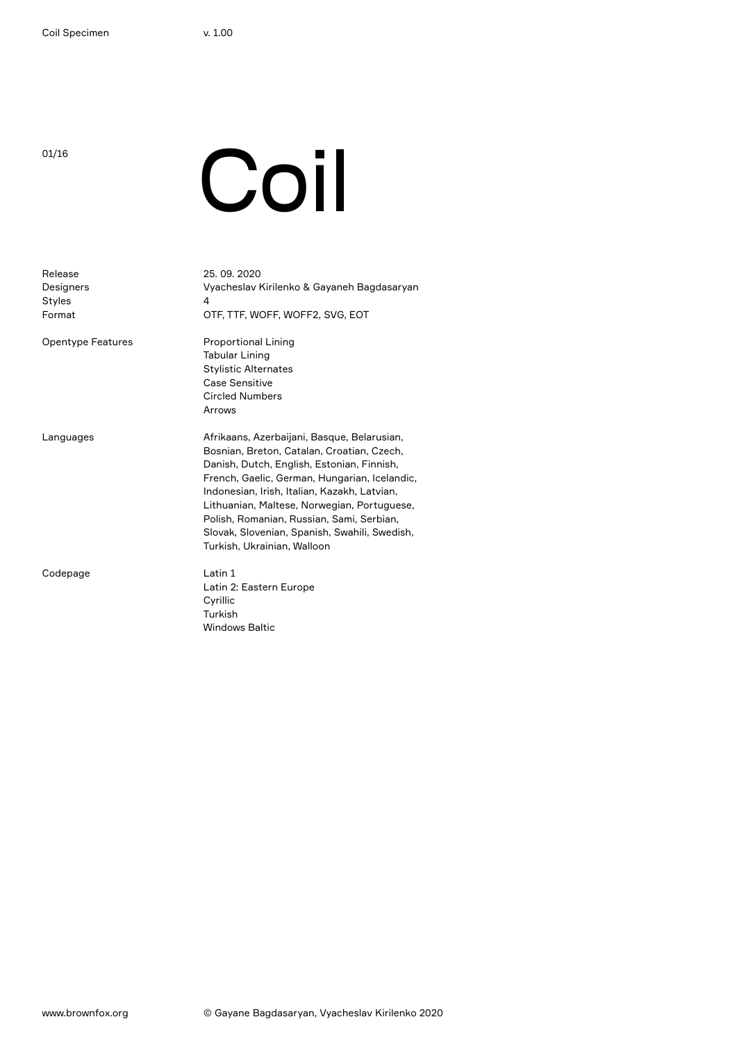# Coil

| | |
|---|---|
| Release | 25. 09. 2020 |
| Designers | Vyacheslav Kirilenko & Gayaneh Bagdasaryan |
| Styles | 4 |
| Format | OTF, TTF, WOFF, WOFF2, SVG, EOT |
| Opentype Features | Proportional Lining<br>Tabular Lining<br>Stylistic Alternates<br>Case Sensitive<br>Circled Numbers<br>Arrows |
| Languages | Afrikaans, Azerbaijani, Basque, Belarusian, Bosnian, Breton, Catalan, Croatian, Czech, Danish, Dutch, English, Estonian, Finnish, French, Gaelic, German, Hungarian, Icelandic, Indonesian, Irish, Italian, Kazakh, Latvian, Lithuanian, Maltese, Norwegian, Portuguese, Polish, Romanian, Russian, Sami, Serbian, Slovak, Slovenian, Spanish, Swahili, Swedish, Turkish, Ukrainian, Walloon |
| Codepage | Latin 1<br>Latin 2: Eastern Europe<br>Cyrillic<br>Turkish<br>Windows Baltic |

www.brownfox.org

© Gayane Bagdasaryan, Vyacheslav Kirilenko 2020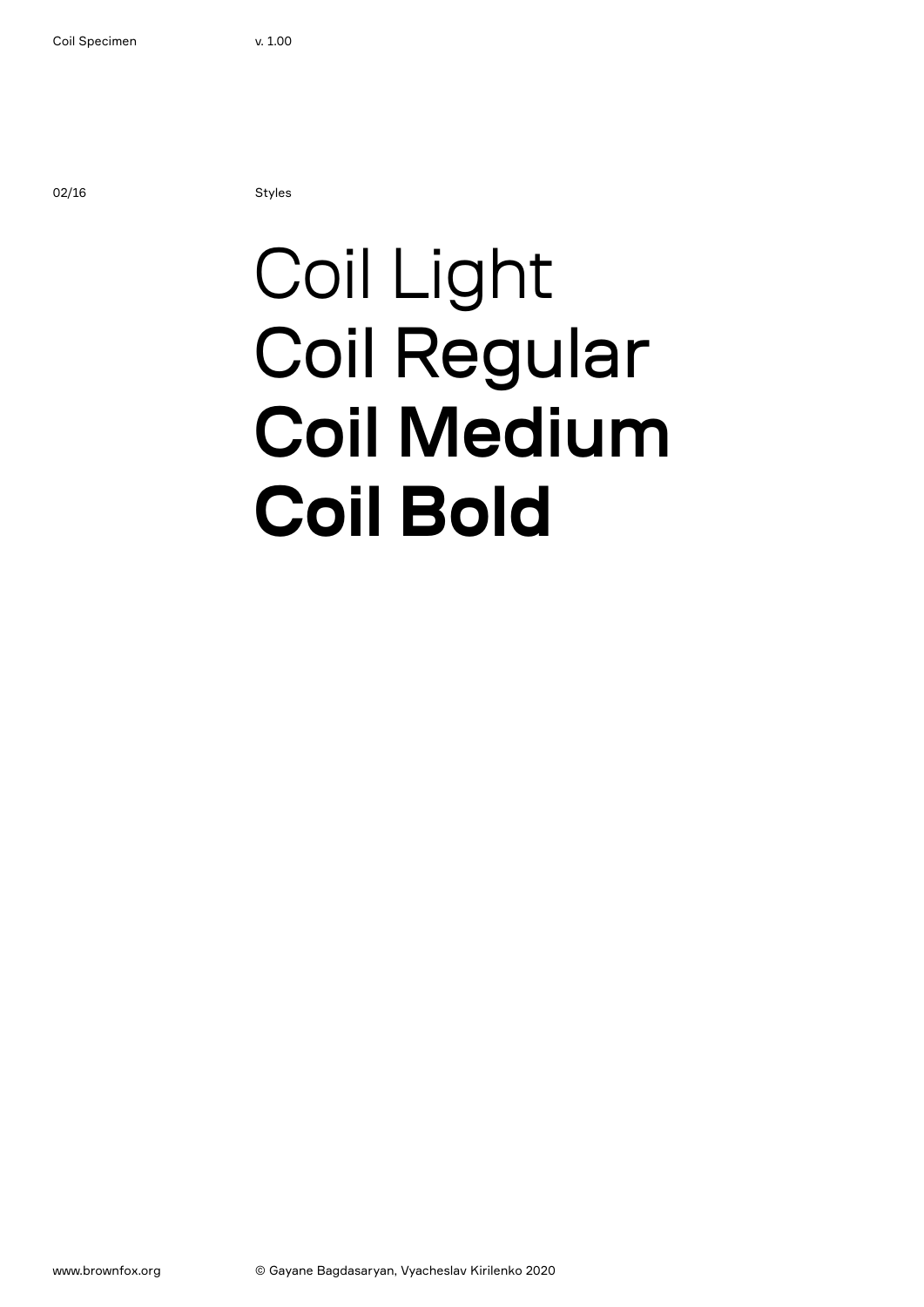Styles

Coil Light

Coil Regular

**Coil Medium**

**Coil Bold**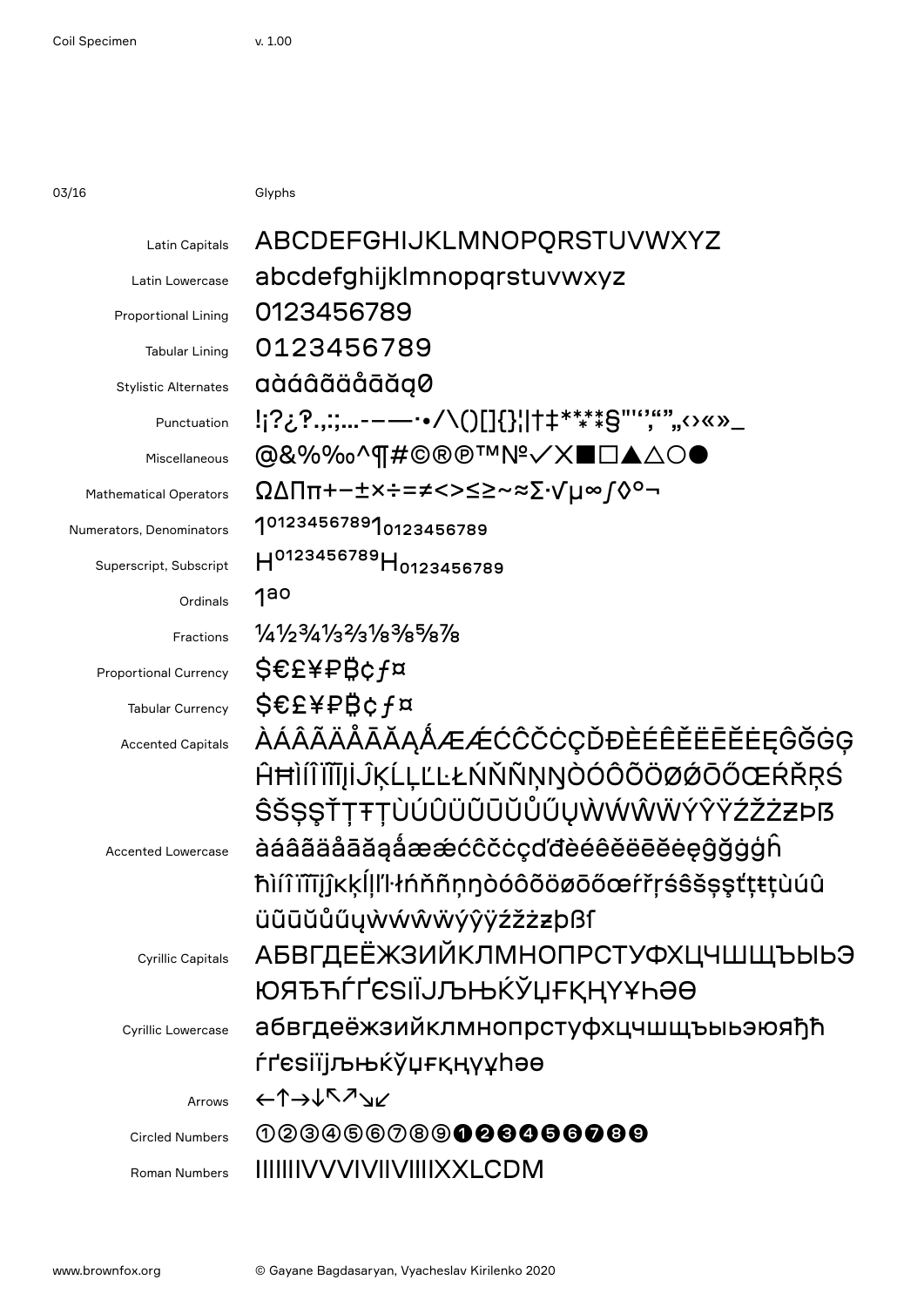## Glyphs

| | |
|---|---|
| Latin Capitals | ABCDEFGHIJKLMNOPQRSTUVWXYZ |
| Latin Lowercase | abcdefghijklmnopqrstuvwxyz |
| Proportional Lining | 0123456789 |
| Tabular Lining | 0123456789 |
| Stylistic Alternates | ɑàáâãäåāăą0 |
| Punctuation | !¡?¿‽.,:;…-–—·•/\()[]{}¦\|†‡*⁑⁂§"'‘’“”„‹›«»_ |
| Miscellaneous | @&%‰^¶#©®℗™№✓✕■□▲△○● |
| Mathematical Operators | ΩΔΠπ+−±×÷=≠<>≤≥~≈∑·√µ∞∫◊°¬ |
| Numerators, Denominators | 1⁰¹²³⁴⁵⁶⁷⁸⁹1₀₁₂₃₄₅₆₇₈₉ |
| Superscript, Subscript | $H^{0123456789}H_{0123456789}$ |
| Ordinals | 1ªº |
| Fractions | ¼½¾⅓⅔⅛⅜⅝⅞ |
| Proportional Currency | $€£¥₽₿¢ƒ¤ |
| Tabular Currency | $€£¥₽₿¢ƒ¤ |
| Accented Capitals | ÀÁÂÃÄÅĀĂĄǺÆǼĆĈČĊÇĎĐÈÉÊĚËĒĔĖĘĜĞĠĢĤĦÌÍÎÏĨĮİĴĶĹĻĽĿŁŃŇÑŅŊÒÓÔÕÖØǾŌŐŒŔŘŖŚŜŠŞȘŤŢŦȚÙÚÛÜŨŪŬŮŰŲẀẂŴẄỲÝŶŸŹŽŻƵÞẞ |
| Accented Lowercase | àáâãäåāăąǻæǽćĉčċçďđèéêěëēĕėęĝğġģĥħìíîïĩįĵķĸĺļľŀłńňñņŋòóôõöøōőœŕřŗśŝšşșťţŧțùúûüũūŭůűųẁẃŵẅỳýŷÿźžżƶþßſ |
| Cyrillic Capitals | АБВГДЕЁЖЗИЙКЛМНОПРСТУФХЦЧШЩЪЫЬЭЮЯЂЋЃҐЄЅІЇЈЉЊЌЎЏҒҚҢҮҰҺӘѲ |
| Cyrillic Lowercase | абвгдеёжзийклмнопрстуфхцчшщъыьэюяђћѓґєѕіїјљњќўџғқңүұһәѳ |
| Arrows | ←↑→↓↖↗↘↙ |
| Circled Numbers | ①②③④⑤⑥⑦⑧⑨❶❷❸❹❺❻❼❽❾ |
| Roman Numbers | IIIIIIIVVVIVIIVIIIIXXLCDM |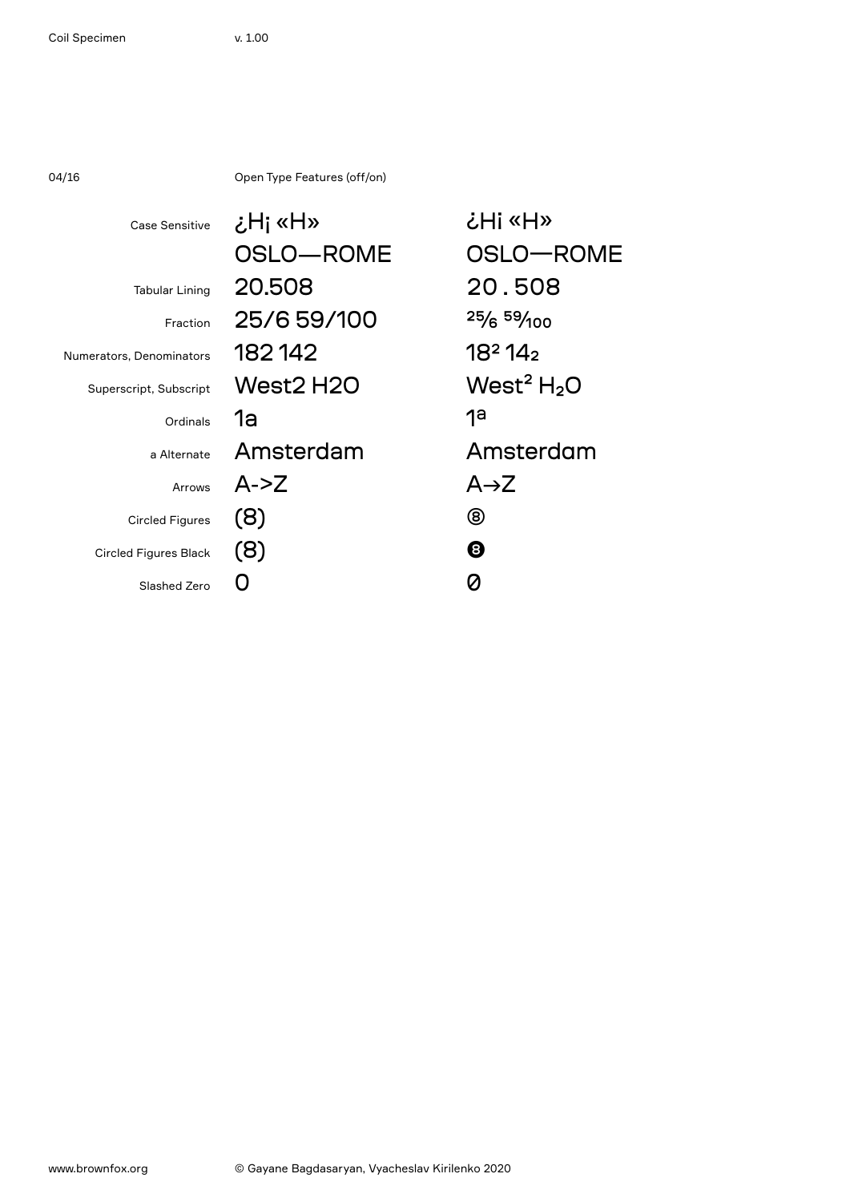04/16

Open Type Features (off/on)

| | | |
|---|---|---|
| Case Sensitive | ¿H¡ «H» | ¿Hi «H» |
| | OSLO—ROME | OSLO—ROME |
| Tabular Lining | 20.508 | 20 . 508 |
| Fraction | 25/6 59/100 | ²⁵⁄₆ ⁵⁹⁄₁₀₀ |
| Numerators, Denominators | 182 142 | $18^2$ $14_2$ |
| Superscript, Subscript | West2 H2O | West$^2$ $H_2O$ |
| Ordinals | 1a | 1ª |
| a Alternate | Amsterdam | Amsterdam |
| Arrows | A->Z | A→Z |
| Circled Figures | (8) | ⑧ |
| Circled Figures Black | (8) | ❽ |
| Slashed Zero | 0 | Ø |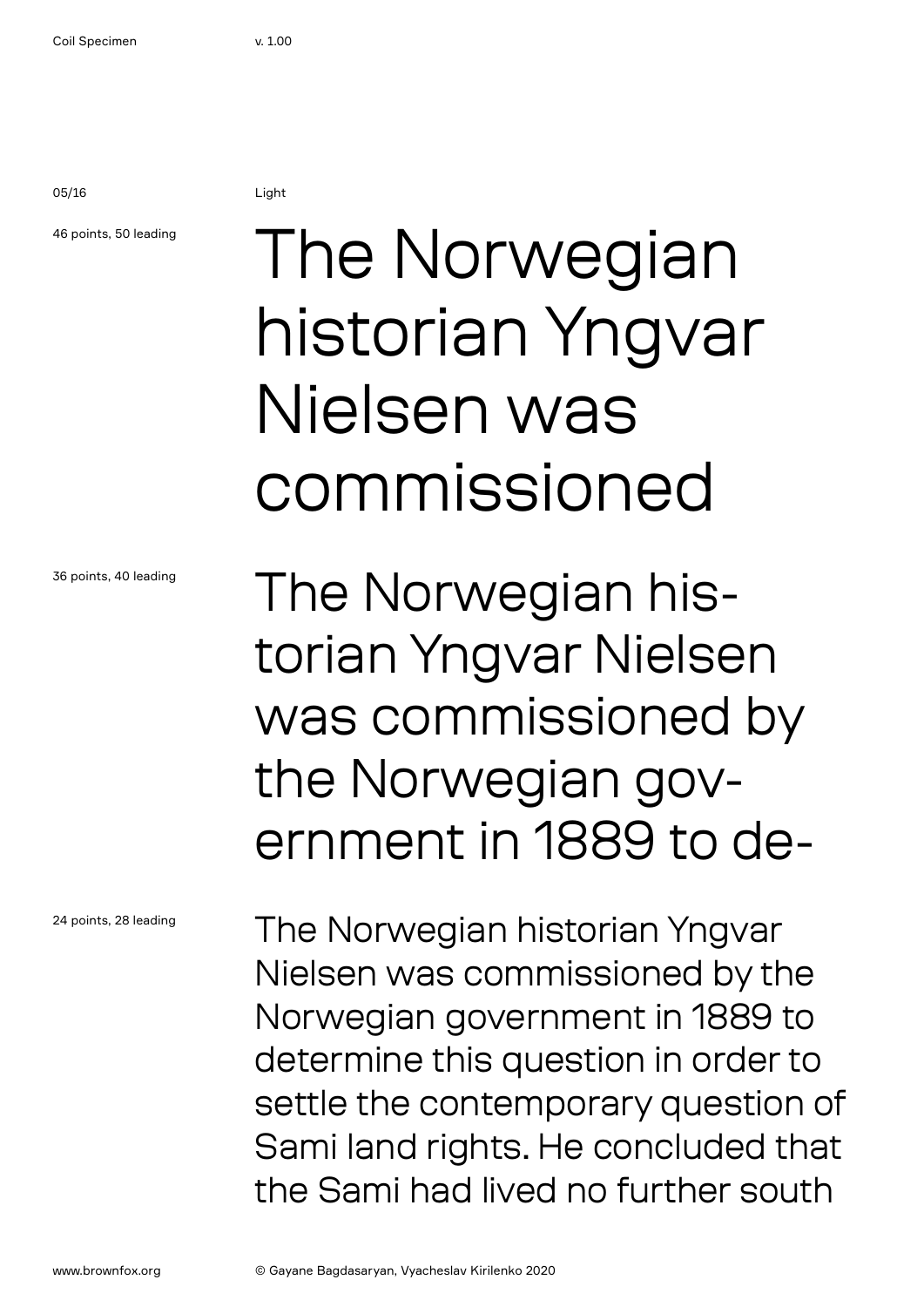Light

46 points, 50 leading

The Norwegian historian Yngvar Nielsen was commissioned

36 points, 40 leading

The Norwegian historian Yngvar Nielsen was commissioned by the Norwegian government in 1889 to de-

24 points, 28 leading

The Norwegian historian Yngvar Nielsen was commissioned by the Norwegian government in 1889 to determine this question in order to settle the contemporary question of Sami land rights. He concluded that the Sami had lived no further south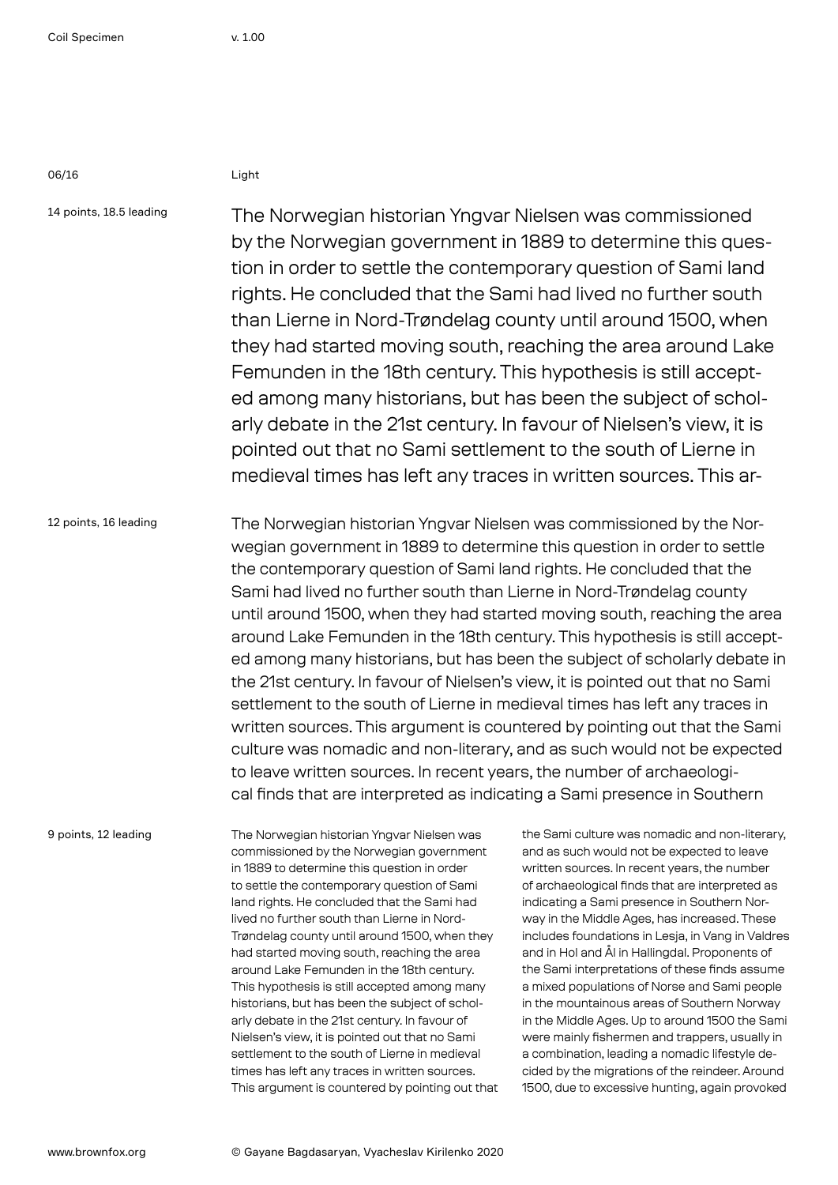Light

14 points, 18.5 leading

The Norwegian historian Yngvar Nielsen was commissioned by the Norwegian government in 1889 to determine this question in order to settle the contemporary question of Sami land rights. He concluded that the Sami had lived no further south than Lierne in Nord-Trøndelag county until around 1500, when they had started moving south, reaching the area around Lake Femunden in the 18th century. This hypothesis is still accepted among many historians, but has been the subject of scholarly debate in the 21st century. In favour of Nielsen's view, it is pointed out that no Sami settlement to the south of Lierne in medieval times has left any traces in written sources. This ar-

12 points, 16 leading

The Norwegian historian Yngvar Nielsen was commissioned by the Norwegian government in 1889 to determine this question in order to settle the contemporary question of Sami land rights. He concluded that the Sami had lived no further south than Lierne in Nord-Trøndelag county until around 1500, when they had started moving south, reaching the area around Lake Femunden in the 18th century. This hypothesis is still accepted among many historians, but has been the subject of scholarly debate in the 21st century. In favour of Nielsen's view, it is pointed out that no Sami settlement to the south of Lierne in medieval times has left any traces in written sources. This argument is countered by pointing out that the Sami culture was nomadic and non-literary, and as such would not be expected to leave written sources. In recent years, the number of archaeological finds that are interpreted as indicating a Sami presence in Southern

9 points, 12 leading

The Norwegian historian Yngvar Nielsen was commissioned by the Norwegian government in 1889 to determine this question in order to settle the contemporary question of Sami land rights. He concluded that the Sami had lived no further south than Lierne in Nord-Trøndelag county until around 1500, when they had started moving south, reaching the area around Lake Femunden in the 18th century. This hypothesis is still accepted among many historians, but has been the subject of scholarly debate in the 21st century. In favour of Nielsen's view, it is pointed out that no Sami settlement to the south of Lierne in medieval times has left any traces in written sources. This argument is countered by pointing out that the Sami culture was nomadic and non-literary, and as such would not be expected to leave written sources. In recent years, the number of archaeological finds that are interpreted as indicating a Sami presence in Southern Norway in the Middle Ages, has increased. These includes foundations in Lesja, in Vang in Valdres and in Hol and Ål in Hallingdal. Proponents of the Sami interpretations of these finds assume a mixed populations of Norse and Sami people in the mountainous areas of Southern Norway in the Middle Ages. Up to around 1500 the Sami were mainly fishermen and trappers, usually in a combination, leading a nomadic lifestyle decided by the migrations of the reindeer. Around 1500, due to excessive hunting, again provoked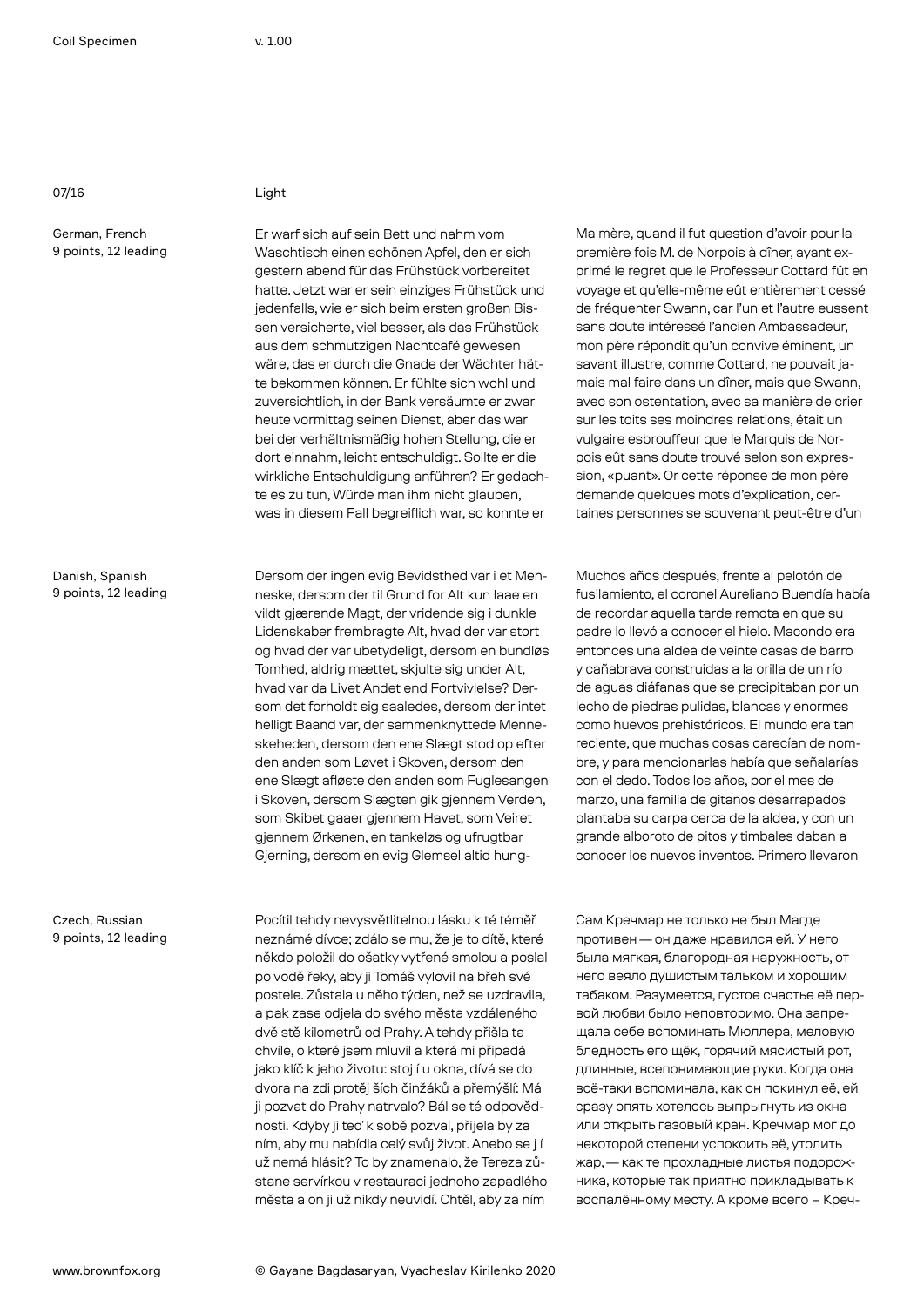07/16

Light

German, French
9 points, 12 leading

Er warf sich auf sein Bett und nahm vom Waschtisch einen schönen Apfel, den er sich gestern abend für das Frühstück vorbereitet hatte. Jetzt war er sein einziges Frühstück und jedenfalls, wie er sich beim ersten großen Bissen versicherte, viel besser, als das Frühstück aus dem schmutzigen Nachtcafé gewesen wäre, das er durch die Gnade der Wächter hätte bekommen können. Er fühlte sich wohl und zuversichtlich, in der Bank versäumte er zwar heute vormittag seinen Dienst, aber das war bei der verhältnismäßig hohen Stellung, die er dort einnahm, leicht entschuldigt. Sollte er die wirkliche Entschuldigung anführen? Er gedachte es zu tun, Würde man ihm nicht glauben, was in diesem Fall begreiflich war, so konnte er

Ma mère, quand il fut question d'avoir pour la première fois M. de Norpois à dîner, ayant exprimé le regret que le Professeur Cottard fût en voyage et qu'elle-même eût entièrement cessé de fréquenter Swann, car l'un et l'autre eussent sans doute intéressé l'ancien Ambassadeur, mon père répondit qu'un convive éminent, un savant illustre, comme Cottard, ne pouvait jamais mal faire dans un dîner, mais que Swann, avec son ostentation, avec sa manière de crier sur les toits ses moindres relations, était un vulgaire esbrouffeur que le Marquis de Norpois eût sans doute trouvé selon son expression, «puant». Or cette réponse de mon père demande quelques mots d'explication, certaines personnes se souvenant peut-être d'un

Danish, Spanish
9 points, 12 leading

Dersom der ingen evig Bevidsthed var i et Menneske, dersom der til Grund for Alt kun laae en vildt gjærende Magt, der vridende sig i dunkle Lidenskaber frembragte Alt, hvad der var stort og hvad der var ubetydeligt, dersom en bundløs Tomhed, aldrig mættet, skjulte sig under Alt, hvad var da Livet Andet end Fortvivlelse? Dersom det forholdt sig saaledes, dersom der intet helligt Baand var, der sammenknyttede Menneskeheden, dersom den ene Slægt stod op efter den anden som Løvet i Skoven, dersom den ene Slægt afløste den anden som Fuglesangen i Skoven, dersom Slægten gik gjennem Verden, som Skibet gaaer gjennem Havet, som Veiret gjennem Ørkenen, en tankeløs og ufrugtbar Gjerning, dersom en evig Glemsel altid hung-

Muchos años después, frente al pelotón de fusilamiento, el coronel Aureliano Buendía había de recordar aquella tarde remota en que su padre lo llevó a conocer el hielo. Macondo era entonces una aldea de veinte casas de barro y cañabrava construidas a la orilla de un río de aguas diáfanas que se precipitaban por un lecho de piedras pulidas, blancas y enormes como huevos prehistóricos. El mundo era tan reciente, que muchas cosas carecían de nombre, y para mencionarlas había que señalarías con el dedo. Todos los años, por el mes de marzo, una familia de gitanos desarrapados plantaba su carpa cerca de la aldea, y con un grande alboroto de pitos y timbales daban a conocer los nuevos inventos. Primero llevaron

Czech, Russian
9 points, 12 leading

Pocítil tehdy nevysvětlitelnou lásku k té téměř neznámé dívce; zdálo se mu, že je to dítě, které někdo položil do ošatky vytřené smolou a poslal po vodě řeky, aby ji Tomáš vylovil na břeh své postele. Zůstala u něho týden, než se uzdravila, a pak zase odjela do svého města vzdáleného dvě stě kilometrů od Prahy. A tehdy přišla ta chvíle, o které jsem mluvil a která mi připadá jako klíč k jeho životu: stoj í u okna, dívá se do dvora na zdi protěj ších činžáků a přemýšlí: Má ji pozvat do Prahy natrvalo? Bál se té odpovědnosti. Kdyby ji teď k sobě pozval, přijela by za ním, aby mu nabídla celý svůj život. Anebo se j í už nemá hlásit? To by znamenalo, že Tereza zůstane servírkou v restauraci jednoho zapadlého města a on ji už nikdy neuvidí. Chtěl, aby za ním

Сам Кречмар не только не был Магде противен — он даже нравился ей. У него была мягкая, благородная наружность, от него веяло душистым тальком и хорошим табаком. Разумеется, густое счастье её первой любви было неповторимо. Она запрещала себе вспоминать Мюллера, меловую бледность его щёк, горячий мясистый рот, длинные, всепонимающие руки. Когда она всё-таки вспоминала, как он покинул её, ей сразу опять хотелось выпрыгнуть из окна или открыть газовый кран. Кречмар мог до некоторой степени успокоить её, утолить жар, — как те прохладные листья подорожника, которые так приятно прикладывать к воспалённому месту. А кроме всего – Креч-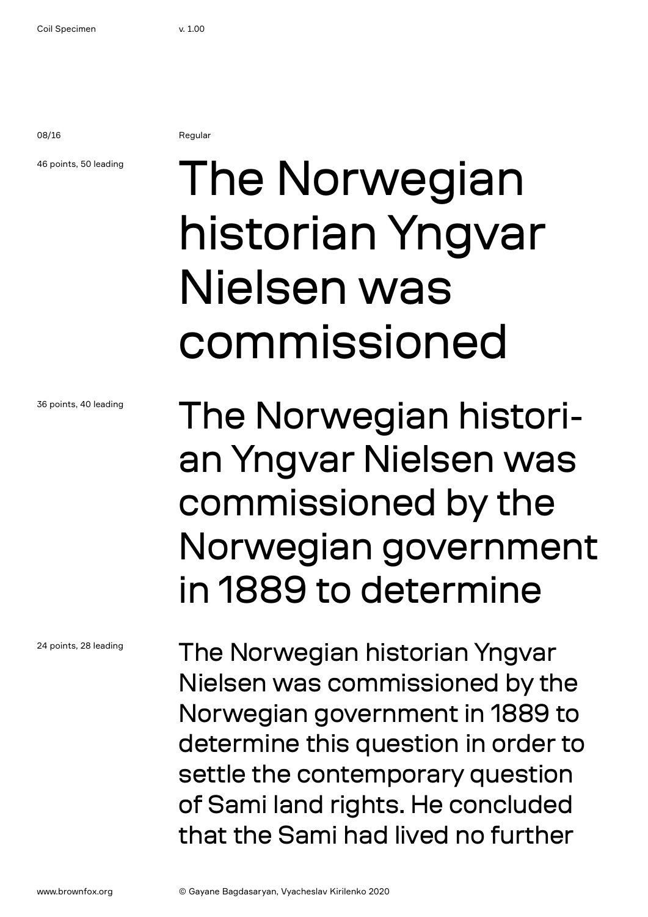Regular

46 points, 50 leading

The Norwegian historian Yngvar Nielsen was commissioned

36 points, 40 leading

The Norwegian histori-an Yngvar Nielsen was commissioned by the Norwegian government in 1889 to determine

24 points, 28 leading

The Norwegian historian Yngvar Nielsen was commissioned by the Norwegian government in 1889 to determine this question in order to settle the contemporary question of Sami land rights. He concluded that the Sami had lived no further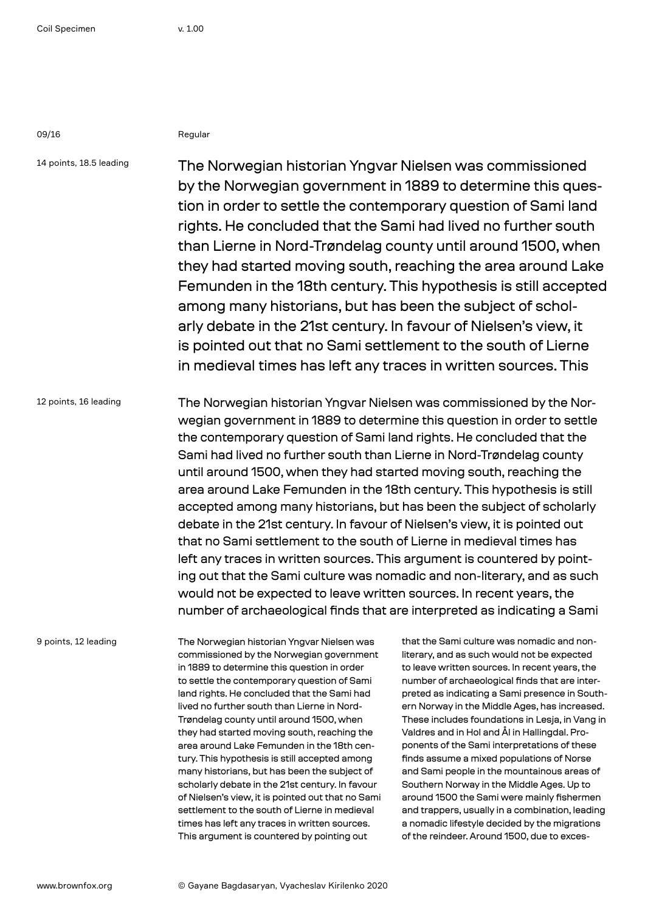Regular

14 points, 18.5 leading

The Norwegian historian Yngvar Nielsen was commissioned by the Norwegian government in 1889 to determine this question in order to settle the contemporary question of Sami land rights. He concluded that the Sami had lived no further south than Lierne in Nord-Trøndelag county until around 1500, when they had started moving south, reaching the area around Lake Femunden in the 18th century. This hypothesis is still accepted among many historians, but has been the subject of scholarly debate in the 21st century. In favour of Nielsen's view, it is pointed out that no Sami settlement to the south of Lierne in medieval times has left any traces in written sources. This

12 points, 16 leading

The Norwegian historian Yngvar Nielsen was commissioned by the Norwegian government in 1889 to determine this question in order to settle the contemporary question of Sami land rights. He concluded that the Sami had lived no further south than Lierne in Nord-Trøndelag county until around 1500, when they had started moving south, reaching the area around Lake Femunden in the 18th century. This hypothesis is still accepted among many historians, but has been the subject of scholarly debate in the 21st century. In favour of Nielsen's view, it is pointed out that no Sami settlement to the south of Lierne in medieval times has left any traces in written sources. This argument is countered by pointing out that the Sami culture was nomadic and non-literary, and as such would not be expected to leave written sources. In recent years, the number of archaeological finds that are interpreted as indicating a Sami

9 points, 12 leading

The Norwegian historian Yngvar Nielsen was commissioned by the Norwegian government in 1889 to determine this question in order to settle the contemporary question of Sami land rights. He concluded that the Sami had lived no further south than Lierne in Nord-Trøndelag county until around 1500, when they had started moving south, reaching the area around Lake Femunden in the 18th century. This hypothesis is still accepted among many historians, but has been the subject of scholarly debate in the 21st century. In favour of Nielsen's view, it is pointed out that no Sami settlement to the south of Lierne in medieval times has left any traces in written sources. This argument is countered by pointing out that the Sami culture was nomadic and non-literary, and as such would not be expected to leave written sources. In recent years, the number of archaeological finds that are interpreted as indicating a Sami presence in Southern Norway in the Middle Ages, has increased. These includes foundations in Lesja, in Vang in Valdres and in Hol and Ål in Hallingdal. Proponents of the Sami interpretations of these finds assume a mixed populations of Norse and Sami people in the mountainous areas of Southern Norway in the Middle Ages. Up to around 1500 the Sami were mainly fishermen and trappers, usually in a combination, leading a nomadic lifestyle decided by the migrations of the reindeer. Around 1500, due to exces-

www.brownfox.org

© Gayane Bagdasaryan, Vyacheslav Kirilenko 2020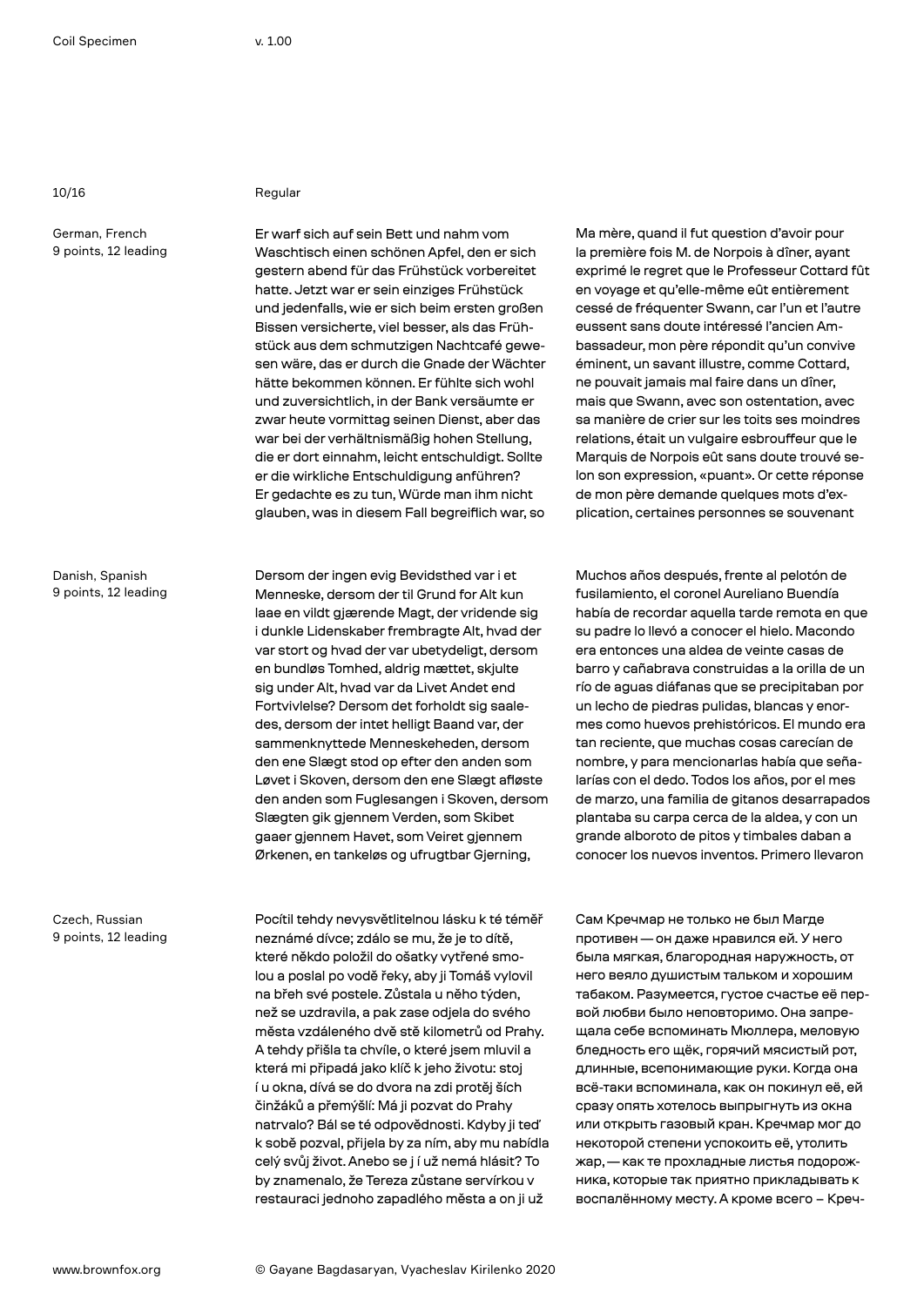10/16

Regular

German, French
9 points, 12 leading

Er warf sich auf sein Bett und nahm vom Waschtisch einen schönen Apfel, den er sich gestern abend für das Frühstück vorbereitet hatte. Jetzt war er sein einziges Frühstück und jedenfalls, wie er sich beim ersten großen Bissen versicherte, viel besser, als das Frühstück aus dem schmutzigen Nachtcafé gewesen wäre, das er durch die Gnade der Wächter hätte bekommen können. Er fühlte sich wohl und zuversichtlich, in der Bank versäumte er zwar heute vormittag seinen Dienst, aber das war bei der verhältnismäßig hohen Stellung, die er dort einnahm, leicht entschuldigt. Sollte er die wirkliche Entschuldigung anführen? Er gedachte es zu tun, Würde man ihm nicht glauben, was in diesem Fall begreiflich war, so

Ma mère, quand il fut question d'avoir pour la première fois M. de Norpois à dîner, ayant exprimé le regret que le Professeur Cottard fût en voyage et qu'elle-même eût entièrement cessé de fréquenter Swann, car l'un et l'autre eussent sans doute intéressé l'ancien Ambassadeur, mon père répondit qu'un convive éminent, un savant illustre, comme Cottard, ne pouvait jamais mal faire dans un dîner, mais que Swann, avec son ostentation, avec sa manière de crier sur les toits ses moindres relations, était un vulgaire esbrouffeur que le Marquis de Norpois eût sans doute trouvé selon son expression, «puant». Or cette réponse de mon père demande quelques mots d'explication, certaines personnes se souvenant

Danish, Spanish
9 points, 12 leading

Dersom der ingen evig Bevidsthed var i et Menneske, dersom der til Grund for Alt kun laae en vildt gjærende Magt, der vridende sig i dunkle Lidenskaber frembragte Alt, hvad der var stort og hvad der var ubetydeligt, dersom en bundløs Tomhed, aldrig mættet, skjulte sig under Alt, hvad var da Livet Andet end Fortvivlelse? Dersom det forholdt sig saaledes, dersom der intet helligt Baand var, der sammenknyttede Menneskeheden, dersom den ene Slægt stod op efter den anden som Løvet i Skoven, dersom den ene Slægt afløste den anden som Fuglesangen i Skoven, dersom Slægten gik gjennem Verden, som Skibet gaaer gjennem Havet, som Veiret gjennem Ørkenen, en tankeløs og ufrugtbar Gjerning,

Muchos años después, frente al pelotón de fusilamiento, el coronel Aureliano Buendía había de recordar aquella tarde remota en que su padre lo llevó a conocer el hielo. Macondo era entonces una aldea de veinte casas de barro y cañabrava construidas a la orilla de un río de aguas diáfanas que se precipitaban por un lecho de piedras pulidas, blancas y enormes como huevos prehistóricos. El mundo era tan reciente, que muchas cosas carecían de nombre, y para mencionarlas había que señalarías con el dedo. Todos los años, por el mes de marzo, una familia de gitanos desarrapados plantaba su carpa cerca de la aldea, y con un grande alboroto de pitos y timbales daban a conocer los nuevos inventos. Primero llevaron

Czech, Russian
9 points, 12 leading

Pocítil tehdy nevysvětlitelnou lásku k té téměř neznámé dívce; zdálo se mu, že je to dítě, které někdo položil do ošatky vytřené smolou a poslal po vodě řeky, aby ji Tomáš vylovil na břeh své postele. Zůstala u něho týden, než se uzdravila, a pak zase odjela do svého města vzdáleného dvě stě kilometrů od Prahy. A tehdy přišla ta chvíle, o které jsem mluvil a která mi připadá jako klíč k jeho životu: stoj í u okna, dívá se do dvora na zdi protěj ších činžáků a přemýšlí: Má ji pozvat do Prahy natrvalo? Bál se té odpovědnosti. Kdyby ji teď k sobě pozval, přijela by za ním, aby mu nabídla celý svůj život. Anebo se j í už nemá hlásit? To by znamenalo, že Tereza zůstane servírkou v restauraci jednoho zapadlého města a on ji už

Сам Кречмар не только не был Магде противен — он даже нравился ей. У него была мягкая, благородная наружность, от него веяло душистым тальком и хорошим табаком. Разумеется, густое счастье её первой любви было неповторимо. Она запрещала себе вспоминать Мюллера, меловую бледность его щёк, горячий мясистый рот, длинные, всепонимающие руки. Когда она всё-таки вспоминала, как он покинул её, ей сразу опять хотелось выпрыгнуть из окна или открыть газовый кран. Кречмар мог до некоторой степени успокоить её, утолить жар, — как те прохладные листья подорожника, которые так приятно прикладывать к воспалённому месту. А кроме всего – Креч-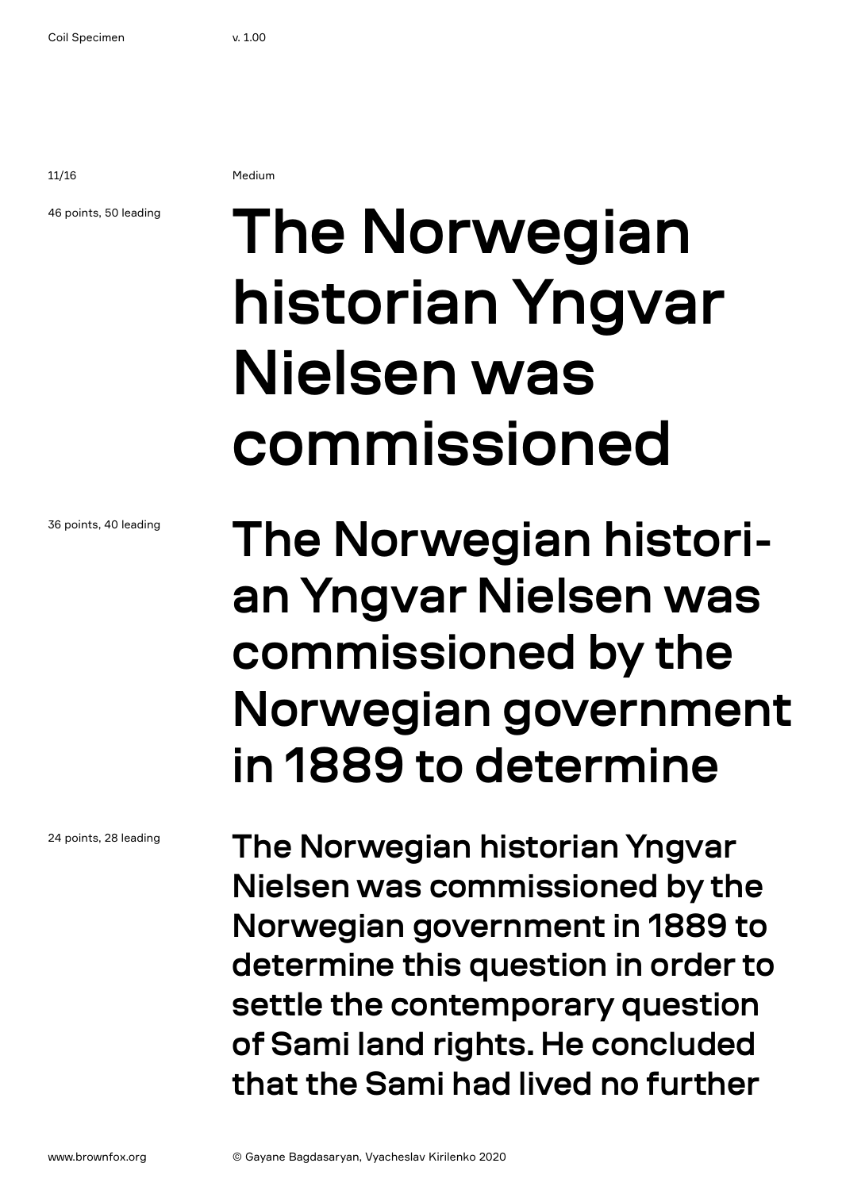Medium

46 points, 50 leading

The Norwegian historian Yngvar Nielsen was commissioned

36 points, 40 leading

The Norwegian histori-an Yngvar Nielsen was commissioned by the Norwegian government in 1889 to determine

24 points, 28 leading

The Norwegian historian Yngvar Nielsen was commissioned by the Norwegian government in 1889 to determine this question in order to settle the contemporary question of Sami land rights. He concluded that the Sami had lived no further

www.brownfox.org

© Gayane Bagdasaryan, Vyacheslav Kirilenko 2020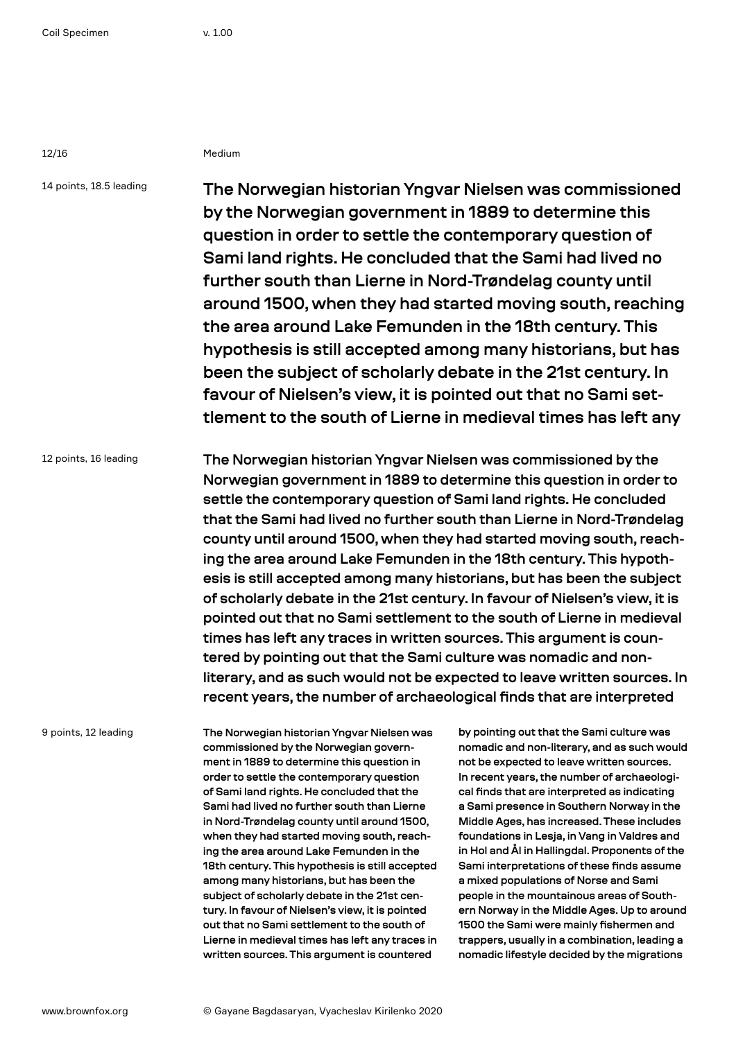Medium

14 points, 18.5 leading

The Norwegian historian Yngvar Nielsen was commissioned by the Norwegian government in 1889 to determine this question in order to settle the contemporary question of Sami land rights. He concluded that the Sami had lived no further south than Lierne in Nord-Trøndelag county until around 1500, when they had started moving south, reaching the area around Lake Femunden in the 18th century. This hypothesis is still accepted among many historians, but has been the subject of scholarly debate in the 21st century. In favour of Nielsen's view, it is pointed out that no Sami settlement to the south of Lierne in medieval times has left any

12 points, 16 leading

The Norwegian historian Yngvar Nielsen was commissioned by the Norwegian government in 1889 to determine this question in order to settle the contemporary question of Sami land rights. He concluded that the Sami had lived no further south than Lierne in Nord-Trøndelag county until around 1500, when they had started moving south, reaching the area around Lake Femunden in the 18th century. This hypothesis is still accepted among many historians, but has been the subject of scholarly debate in the 21st century. In favour of Nielsen's view, it is pointed out that no Sami settlement to the south of Lierne in medieval times has left any traces in written sources. This argument is countered by pointing out that the Sami culture was nomadic and non-literary, and as such would not be expected to leave written sources. In recent years, the number of archaeological finds that are interpreted

9 points, 12 leading

The Norwegian historian Yngvar Nielsen was commissioned by the Norwegian government in 1889 to determine this question in order to settle the contemporary question of Sami land rights. He concluded that the Sami had lived no further south than Lierne in Nord-Trøndelag county until around 1500, when they had started moving south, reaching the area around Lake Femunden in the 18th century. This hypothesis is still accepted among many historians, but has been the subject of scholarly debate in the 21st century. In favour of Nielsen's view, it is pointed out that no Sami settlement to the south of Lierne in medieval times has left any traces in written sources. This argument is countered by pointing out that the Sami culture was nomadic and non-literary, and as such would not be expected to leave written sources. In recent years, the number of archaeological finds that are interpreted as indicating a Sami presence in Southern Norway in the Middle Ages, has increased. These includes foundations in Lesja, in Vang in Valdres and in Hol and Ål in Hallingdal. Proponents of the Sami interpretations of these finds assume a mixed populations of Norse and Sami people in the mountainous areas of Southern Norway in the Middle Ages. Up to around 1500 the Sami were mainly fishermen and trappers, usually in a combination, leading a nomadic lifestyle decided by the migrations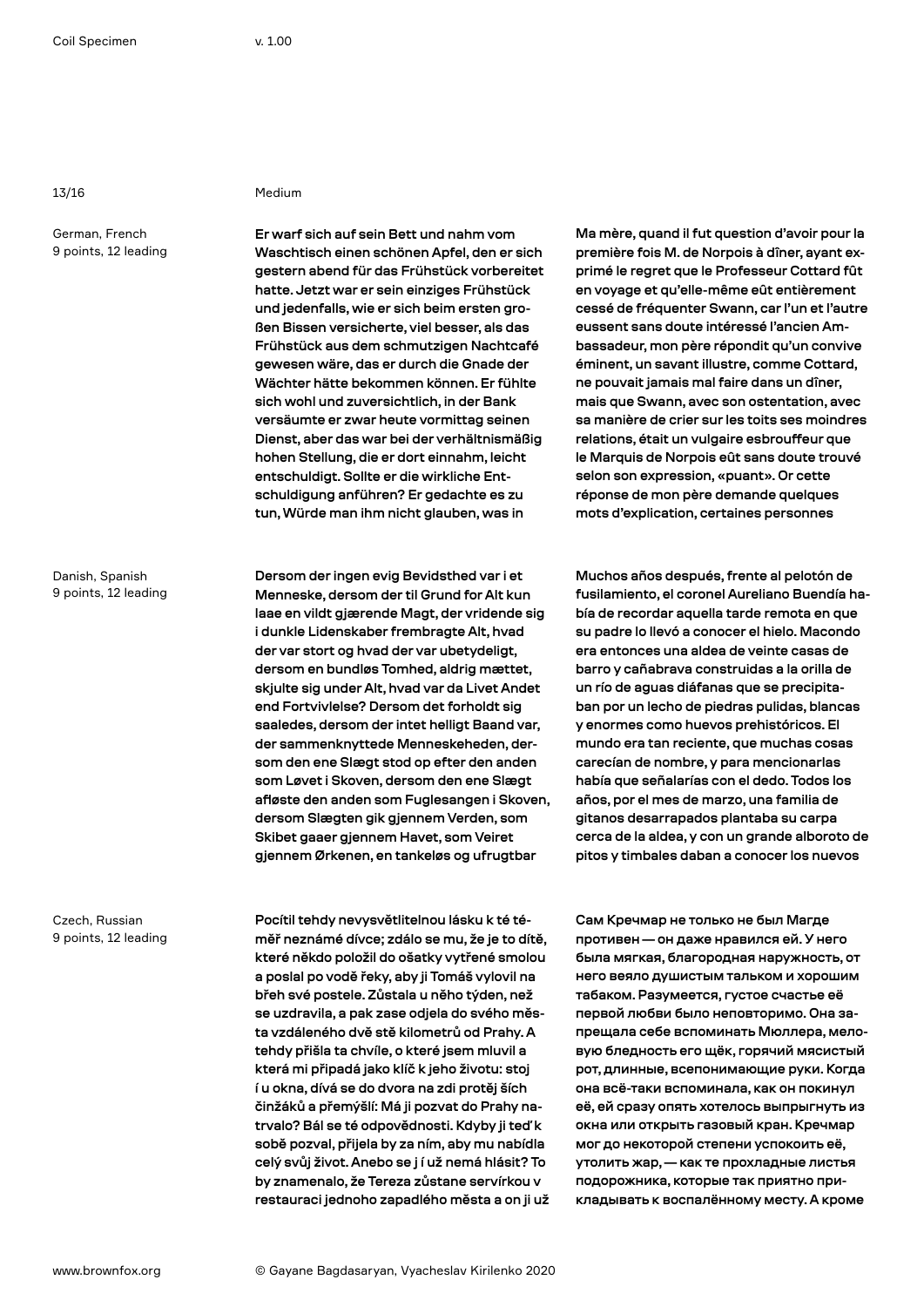Medium

German, French
9 points, 12 leading

Er warf sich auf sein Bett und nahm vom Waschtisch einen schönen Apfel, den er sich gestern abend für das Frühstück vorbereitet hatte. Jetzt war er sein einziges Frühstück und jedenfalls, wie er sich beim ersten großen Bissen versicherte, viel besser, als das Frühstück aus dem schmutzigen Nachtcafé gewesen wäre, das er durch die Gnade der Wächter hätte bekommen können. Er fühlte sich wohl und zuversichtlich, in der Bank versäumte er zwar heute vormittag seinen Dienst, aber das war bei der verhältnismäßig hohen Stellung, die er dort einnahm, leicht entschuldigt. Sollte er die wirkliche Entschuldigung anführen? Er gedachte es zu tun, Würde man ihm nicht glauben, was in

Ma mère, quand il fut question d'avoir pour la première fois M. de Norpois à dîner, ayant exprimé le regret que le Professeur Cottard fût en voyage et qu'elle-même eût entièrement cessé de fréquenter Swann, car l'un et l'autre eussent sans doute intéressé l'ancien Ambassadeur, mon père répondit qu'un convive éminent, un savant illustre, comme Cottard, ne pouvait jamais mal faire dans un dîner, mais que Swann, avec son ostentation, avec sa manière de crier sur les toits ses moindres relations, était un vulgaire esbrouffeur que le Marquis de Norpois eût sans doute trouvé selon son expression, «puant». Or cette réponse de mon père demande quelques mots d'explication, certaines personnes

Danish, Spanish
9 points, 12 leading

Dersom der ingen evig Bevidsthed var i et Menneske, dersom der til Grund for Alt kun laae en vildt gjærende Magt, der vridende sig i dunkle Lidenskaber frembragte Alt, hvad der var stort og hvad der var ubetydeligt, dersom en bundløs Tomhed, aldrig mættet, skjulte sig under Alt, hvad var da Livet Andet end Fortvivlelse? Dersom det forholdt sig saaledes, dersom der intet helligt Baand var, der sammenknyttede Menneskeheden, dersom den ene Slægt stod op efter den anden som Løvet i Skoven, dersom den ene Slægt afløste den anden som Fuglesangen i Skoven, dersom Slægten gik gjennem Verden, som Skibet gaaer gjennem Havet, som Veiret gjennem Ørkenen, en tankeløs og ufrugtbar

Muchos años después, frente al pelotón de fusilamiento, el coronel Aureliano Buendía había de recordar aquella tarde remota en que su padre lo llevó a conocer el hielo. Macondo era entonces una aldea de veinte casas de barro y cañabrava construidas a la orilla de un río de aguas diáfanas que se precipitaban por un lecho de piedras pulidas, blancas y enormes como huevos prehistóricos. El mundo era tan reciente, que muchas cosas carecían de nombre, y para mencionarlas había que señalarías con el dedo. Todos los años, por el mes de marzo, una familia de gitanos desarrapados plantaba su carpa cerca de la aldea, y con un grande alboroto de pitos y timbales daban a conocer los nuevos

Czech, Russian
9 points, 12 leading

Pocítil tehdy nevysvětlitelnou lásku k té téměř neznámé dívce; zdálo se mu, že je to dítě, které někdo položil do ošatky vytřené smolou a poslal po vodě řeky, aby ji Tomáš vylovil na břeh své postele. Zůstala u něho týden, než se uzdravila, a pak zase odjela do svého města vzdáleného dvě stě kilometrů od Prahy. A tehdy přišla ta chvíle, o které jsem mluvil a která mi připadá jako klíč k jeho životu: stojí u okna, dívá se do dvora na zdi protějších činžáků a přemýšlí: Má ji pozvat do Prahy natrvalo? Bál se té odpovědnosti. Kdyby ji teď k sobě pozval, přijela by za ním, aby mu nabídla celý svůj život. Anebo se jí už nemá hlásit? To by znamenalo, že Tereza zůstane servírkou v restauraci jednoho zapadlého města a on ji už

Сам Кречмар не только не был Магде противен — он даже нравился ей. У него была мягкая, благородная наружность, от него веяло душистым тальком и хорошим табаком. Разумеется, густое счастье её первой любви было неповторимо. Она запрещала себе вспоминать Мюллера, меловую бледность его щёк, горячий мясистый рот, длинные, всепонимающие руки. Когда она всё-таки вспоминала, как он покинул её, ей сразу опять хотелось выпрыгнуть из окна или открыть газовый кран. Кречмар мог до некоторой степени успокоить её, утолить жар, — как те прохладные листья подорожника, которые так приятно прикладывать к воспалённому месту. А кроме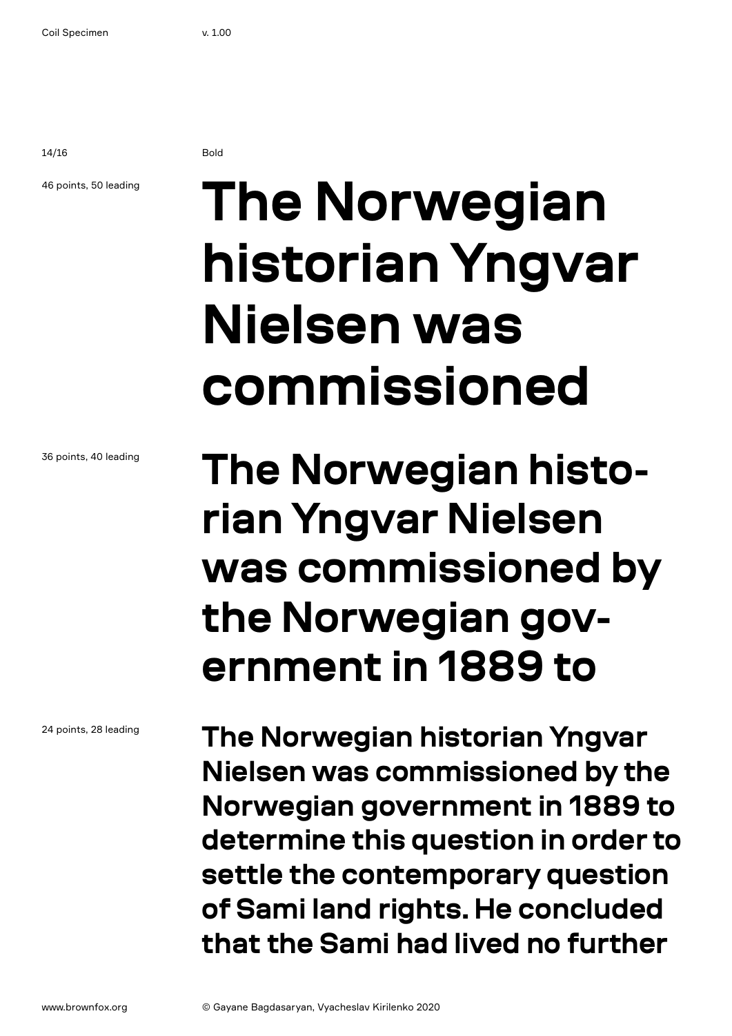Bold

46 points, 50 leading

The Norwegian historian Yngvar Nielsen was commissioned

36 points, 40 leading

The Norwegian historian Yngvar Nielsen was commissioned by the Norwegian government in 1889 to

24 points, 28 leading

The Norwegian historian Yngvar Nielsen was commissioned by the Norwegian government in 1889 to determine this question in order to settle the contemporary question of Sami land rights. He concluded that the Sami had lived no further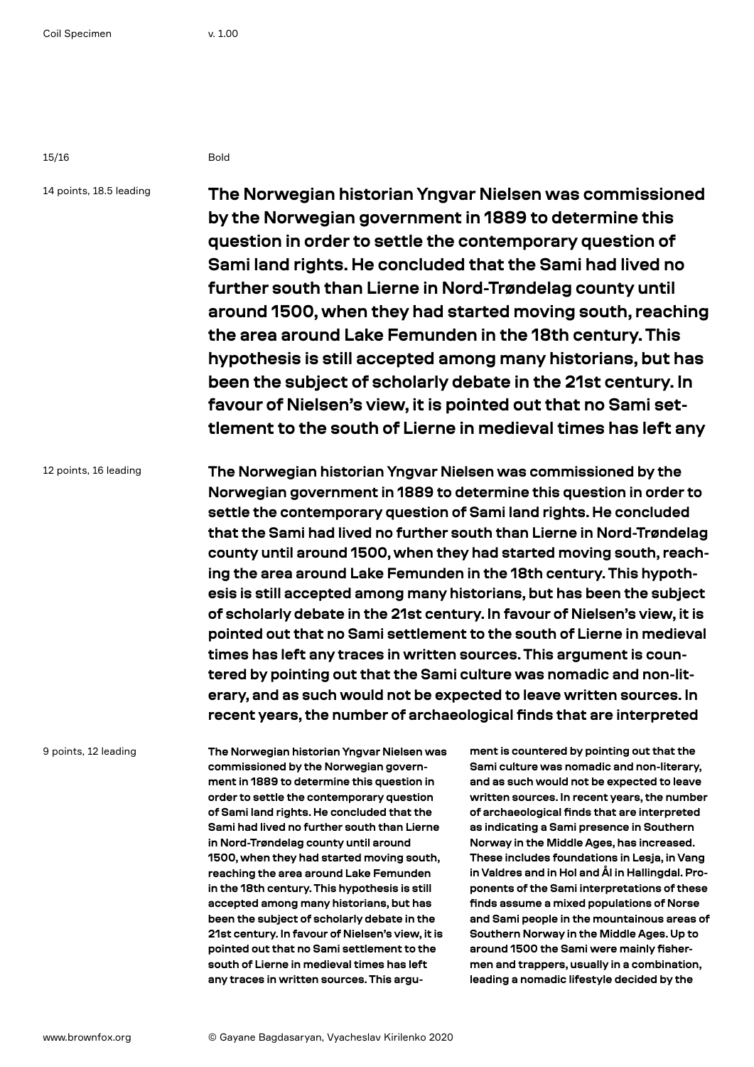Bold

14 points, 18.5 leading

**The Norwegian historian Yngvar Nielsen was commissioned by the Norwegian government in 1889 to determine this question in order to settle the contemporary question of Sami land rights. He concluded that the Sami had lived no further south than Lierne in Nord-Trøndelag county until around 1500, when they had started moving south, reaching the area around Lake Femunden in the 18th century. This hypothesis is still accepted among many historians, but has been the subject of scholarly debate in the 21st century. In favour of Nielsen's view, it is pointed out that no Sami settlement to the south of Lierne in medieval times has left any**

12 points, 16 leading

**The Norwegian historian Yngvar Nielsen was commissioned by the Norwegian government in 1889 to determine this question in order to settle the contemporary question of Sami land rights. He concluded that the Sami had lived no further south than Lierne in Nord-Trøndelag county until around 1500, when they had started moving south, reaching the area around Lake Femunden in the 18th century. This hypothesis is still accepted among many historians, but has been the subject of scholarly debate in the 21st century. In favour of Nielsen's view, it is pointed out that no Sami settlement to the south of Lierne in medieval times has left any traces in written sources. This argument is countered by pointing out that the Sami culture was nomadic and non-literary, and as such would not be expected to leave written sources. In recent years, the number of archaeological finds that are interpreted**

9 points, 12 leading

**The Norwegian historian Yngvar Nielsen was commissioned by the Norwegian government in 1889 to determine this question in order to settle the contemporary question of Sami land rights. He concluded that the Sami had lived no further south than Lierne in Nord-Trøndelag county until around 1500, when they had started moving south, reaching the area around Lake Femunden in the 18th century. This hypothesis is still accepted among many historians, but has been the subject of scholarly debate in the 21st century. In favour of Nielsen's view, it is pointed out that no Sami settlement to the south of Lierne in medieval times has left any traces in written sources. This argument is countered by pointing out that the Sami culture was nomadic and non-literary, and as such would not be expected to leave written sources. In recent years, the number of archaeological finds that are interpreted as indicating a Sami presence in Southern Norway in the Middle Ages, has increased. These includes foundations in Lesja, in Vang in Valdres and in Hol and Ål in Hallingdal. Proponents of the Sami interpretations of these finds assume a mixed populations of Norse and Sami people in the mountainous areas of Southern Norway in the Middle Ages. Up to around 1500 the Sami were mainly fishermen and trappers, usually in a combination, leading a nomadic lifestyle decided by the**

www.brownfox.org

© Gayane Bagdasaryan, Vyacheslav Kirilenko 2020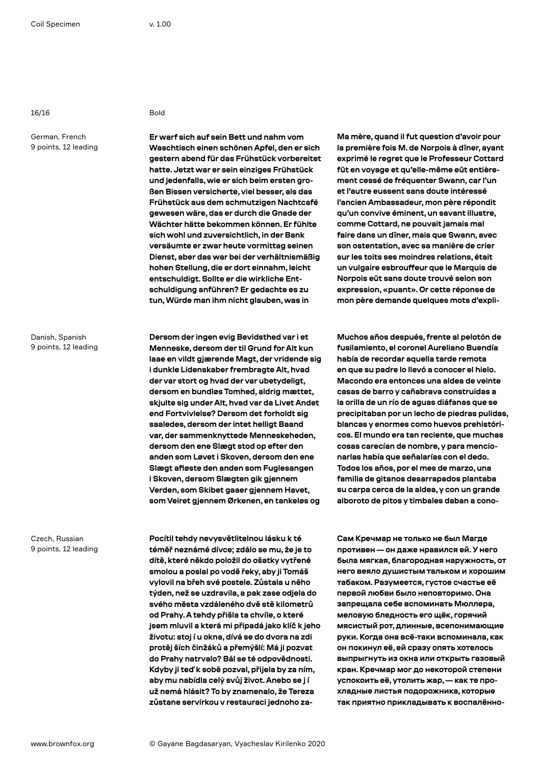Bold

German, French
9 points, 12 leading

**Er warf sich auf sein Bett und nahm vom Waschtisch einen schönen Apfel, den er sich gestern abend für das Frühstück vorbereitet hatte. Jetzt war er sein einziges Frühstück und jedenfalls, wie er sich beim ersten großen Bissen versicherte, viel besser, als das Frühstück aus dem schmutzigen Nachtcafé gewesen wäre, das er durch die Gnade der Wächter hätte bekommen können. Er fühlte sich wohl und zuversichtlich, in der Bank versäumte er zwar heute vormittag seinen Dienst, aber das war bei der verhältnismäßig hohen Stellung, die er dort einnahm, leicht entschuldigt. Sollte er die wirkliche Entschuldigung anführen? Er gedachte es zu tun, Würde man ihm nicht glauben, was in**

**Ma mère, quand il fut question d'avoir pour la première fois M. de Norpois à dîner, ayant exprimé le regret que le Professeur Cottard fût en voyage et qu'elle-même eût entièrement cessé de fréquenter Swann, car l'un et l'autre eussent sans doute intéressé l'ancien Ambassadeur, mon père répondit qu'un convive éminent, un savant illustre, comme Cottard, ne pouvait jamais mal faire dans un dîner, mais que Swann, avec son ostentation, avec sa manière de crier sur les toits ses moindres relations, était un vulgaire esbrouffeur que le Marquis de Norpois eût sans doute trouvé selon son expression, «puant». Or cette réponse de mon père demande quelques mots d'expli-**

Danish, Spanish
9 points, 12 leading

**Dersom der ingen evig Bevidsthed var i et Menneske, dersom der til Grund for Alt kun laae en vildt gjærende Magt, der vridende sig i dunkle Lidenskaber frembragte Alt, hvad der var stort og hvad der var ubetydeligt, dersom en bundløs Tomhed, aldrig mættet, skjulte sig under Alt, hvad var da Livet Andet end Fortvivlelse? Dersom det forholdt sig saaledes, dersom der intet helligt Baand var, der sammenknyttede Menneskeheden, dersom den ene Slægt stod op efter den anden som Løvet i Skoven, dersom den ene Slægt afløste den anden som Fuglesangen i Skoven, dersom Slægten gik gjennem Verden, som Skibet gaaer gjennem Havet, som Veiret gjennem Ørkenen, en tankeløs og**

**Muchos años después, frente al pelotón de fusilamiento, el coronel Aureliano Buendía había de recordar aquella tarde remota en que su padre lo llevó a conocer el hielo. Macondo era entonces una aldea de veinte casas de barro y cañabrava construidas a la orilla de un río de aguas diáfanas que se precipitaban por un lecho de piedras pulidas, blancas y enormes como huevos prehistóricos. El mundo era tan reciente, que muchas cosas carecían de nombre, y para mencionarlas había que señalarías con el dedo. Todos los años, por el mes de marzo, una familia de gitanos desarrapados plantaba su carpa cerca de la aldea, y con un grande alboroto de pitos y timbales daban a cono-**

Czech, Russian
9 points, 12 leading

**Pocítil tehdy nevysvětlitelnou lásku k té téměř neznámé dívce; zdálo se mu, že je to dítě, které někdo položil do ošatky vytřené smolou a poslal po vodě řeky, aby ji Tomáš vylovil na břeh své postele. Zůstala u něho týden, než se uzdravila, a pak zase odjela do svého města vzdáleného dvě stě kilometrů od Prahy. A tehdy přišla ta chvíle, o které jsem mluvil a která mi připadá jako klíč k jeho životu: stoj í u okna, dívá se do dvora na zdi protěj ších činžáků a přemýšlí: Má ji pozvat do Prahy natrvalo? Bál se té odpovědnosti. Kdyby ji teď k sobě pozval, přijela by za ním, aby mu nabídla celý svůj život. Anebo se j í už nemá hlásit? To by znamenalo, že Tereza zůstane servírkou v restauraci jednoho za-**

**Сам Кречмар не только не был Магде противен — он даже нравился ей. У него была мягкая, благородная наружность, от него веяло душистым тальком и хорошим табаком. Разумеется, густое счастье её первой любви было неповторимо. Она запрещала себе вспоминать Мюллера, меловую бледность его щёк, горячий мясистый рот, длинные, всепонимающие руки. Когда она всё-таки вспоминала, как он покинул её, ей сразу опять хотелось выпрыгнуть из окна или открыть газовый кран. Кречмар мог до некоторой степени успокоить её, утолить жар, — как те прохладные листья подорожника, которые так приятно прикладывать к воспалённо-**